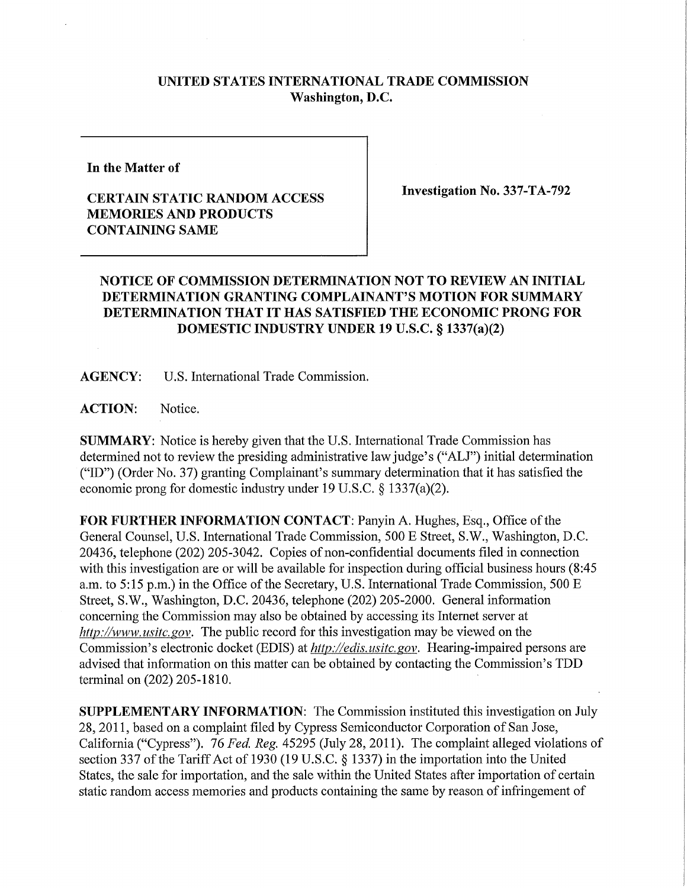**UNITED STATES INTERNATIONAL TRADE COMMISSION**
**Washington, D.C.**

**In the Matter of**

**CERTAIN STATIC RANDOM ACCESS MEMORIES AND PRODUCTS CONTAINING SAME**

**Investigation No. 337-TA-792**

## NOTICE OF COMMISSION DETERMINATION NOT TO REVIEW AN INITIAL DETERMINATION GRANTING COMPLAINANT'S MOTION FOR SUMMARY DETERMINATION THAT IT HAS SATISFIED THE ECONOMIC PRONG FOR DOMESTIC INDUSTRY UNDER 19 U.S.C. § 1337(a)(2)

**AGENCY:** U.S. International Trade Commission.

**ACTION:** Notice.

**SUMMARY:** Notice is hereby given that the U.S. International Trade Commission has determined not to review the presiding administrative law judge's ("ALJ") initial determination ("ID") (Order No. 37) granting Complainant's summary determination that it has satisfied the economic prong for domestic industry under 19 U.S.C. § 1337(a)(2).

**FOR FURTHER INFORMATION CONTACT:** Panyin A. Hughes, Esq., Office of the General Counsel, U.S. International Trade Commission, 500 E Street, S.W., Washington, D.C. 20436, telephone (202) 205-3042. Copies of non-confidential documents filed in connection with this investigation are or will be available for inspection during official business hours (8:45 a.m. to 5:15 p.m.) in the Office of the Secretary, U.S. International Trade Commission, 500 E Street, S.W., Washington, D.C. 20436, telephone (202) 205-2000. General information concerning the Commission may also be obtained by accessing its Internet server at *http://www.usitc.gov*. The public record for this investigation may be viewed on the Commission's electronic docket (EDIS) at *http://edis.usitc.gov*. Hearing-impaired persons are advised that information on this matter can be obtained by contacting the Commission's TDD terminal on (202) 205-1810.

**SUPPLEMENTARY INFORMATION:** The Commission instituted this investigation on July 28, 2011, based on a complaint filed by Cypress Semiconductor Corporation of San Jose, California ("Cypress"). 76 *Fed. Reg.* 45295 (July 28, 2011). The complaint alleged violations of section 337 of the Tariff Act of 1930 (19 U.S.C. § 1337) in the importation into the United States, the sale for importation, and the sale within the United States after importation of certain static random access memories and products containing the same by reason of infringement of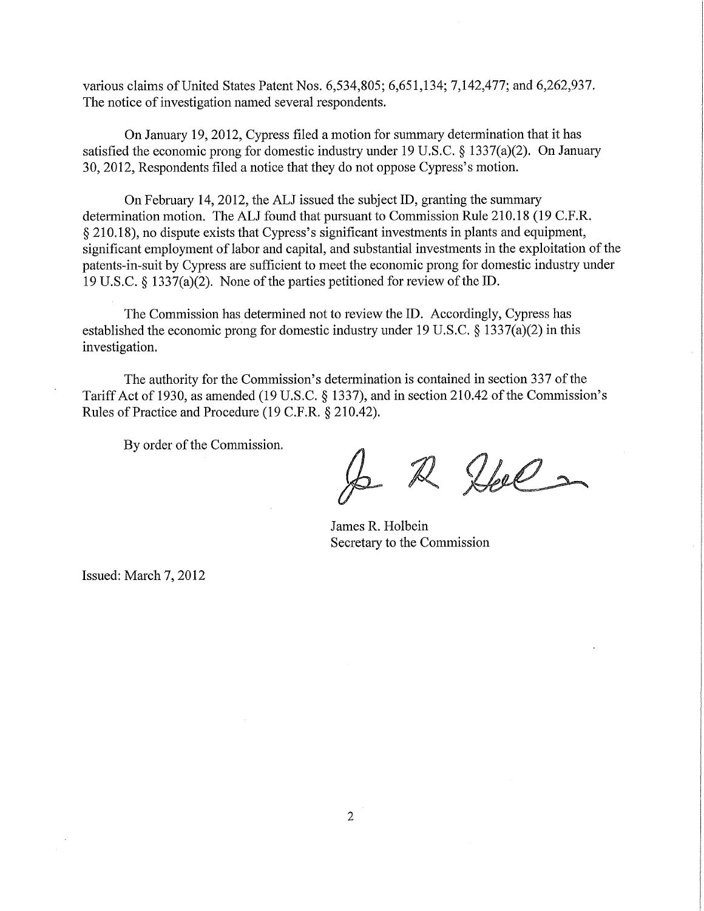various claims of United States Patent Nos. 6,534,805; 6,651,134; 7,142,477; and 6,262,937. The notice of investigation named several respondents.

On January 19, 2012, Cypress filed a motion for summary determination that it has satisfied the economic prong for domestic industry under 19 U.S.C. § 1337(a)(2). On January 30, 2012, Respondents filed a notice that they do not oppose Cypress's motion.

On February 14, 2012, the ALJ issued the subject ID, granting the summary determination motion. The ALJ found that pursuant to Commission Rule 210.18 (19 C.F.R. § 210.18), no dispute exists that Cypress's significant investments in plants and equipment, significant employment of labor and capital, and substantial investments in the exploitation of the patents-in-suit by Cypress are sufficient to meet the economic prong for domestic industry under 19 U.S.C. § 1337(a)(2). None of the parties petitioned for review of the ID.

The Commission has determined not to review the ID. Accordingly, Cypress has established the economic prong for domestic industry under 19 U.S.C. § 1337(a)(2) in this investigation.

The authority for the Commission's determination is contained in section 337 of the Tariff Act of 1930, as amended (19 U.S.C. § 1337), and in section 210.42 of the Commission's Rules of Practice and Procedure (19 C.F.R. § 210.42).

By order of the Commission.

James R. Holbein
Secretary to the Commission

Issued: March 7, 2012